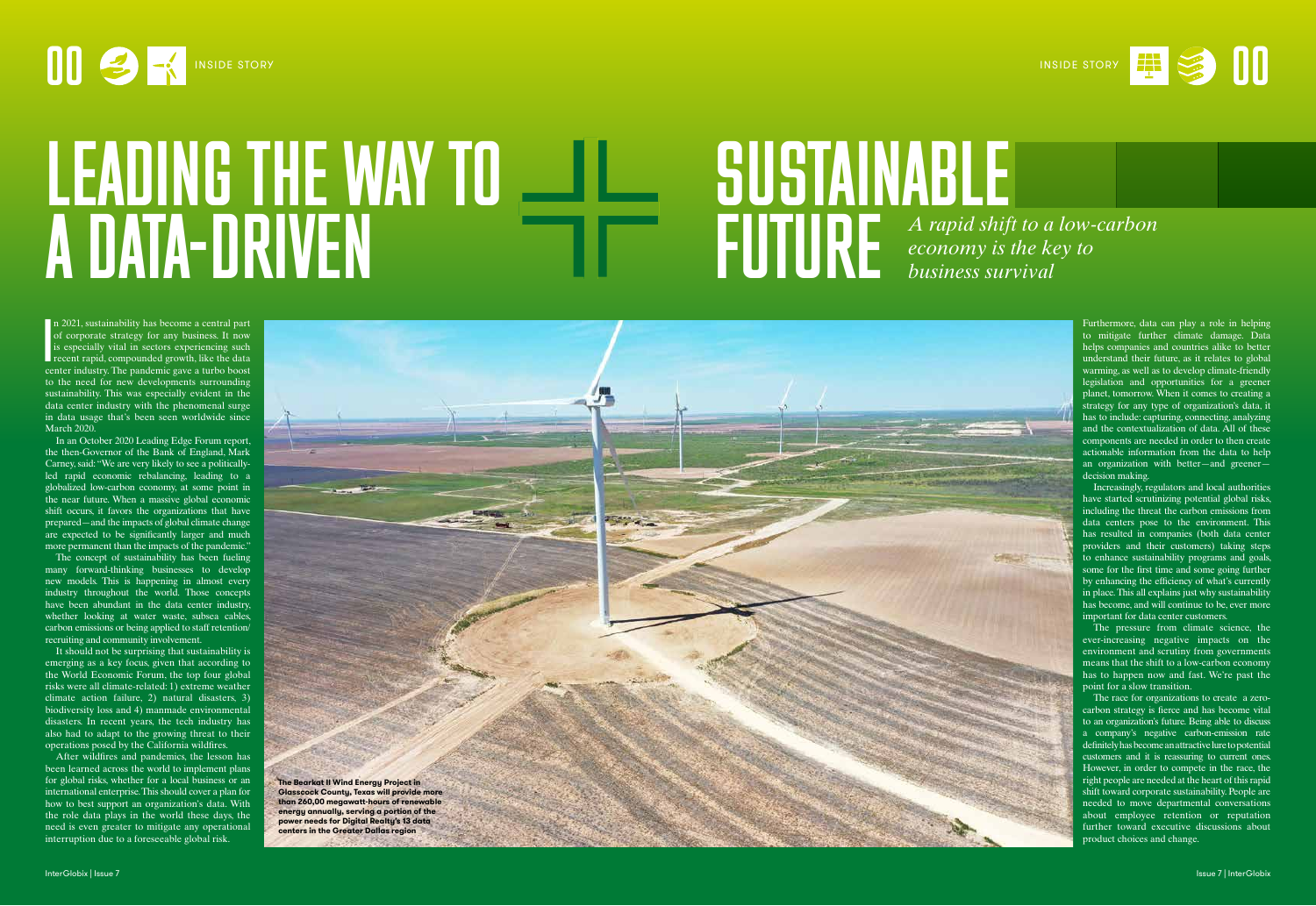# LEADING THE WAY TO A DATA-DRIVEN SUSTAINABLE FUTURE

*A rapid shift to a low-carbon economy is the key to business survival*

In 2021, sustainability has become a central part of corporate strategy for any business. It now is especially vital in sectors experiencing such recent rapid, compounded growth, like the data center industry. The pandemic gave a turbo boost to the need for new developments surrounding sustainability. This was especially evident in the data center industry with the phenomenal surge in data usage that's been seen worldwide since March 2020.

In an October 2020 Leading Edge Forum report, the then-Governor of the Bank of England, Mark Carney, said: "We are very likely to see a politically-led rapid economic rebalancing, leading to a globalized low-carbon economy, at some point in the near future. When a massive global economic shift occurs, it favors the organizations that have prepared—and the impacts of global climate change are expected to be significantly larger and much more permanent than the impacts of the pandemic."

The concept of sustainability has been fueling many forward-thinking businesses to develop new models. This is happening in almost every industry throughout the world. Those concepts have been abundant in the data center industry, whether looking at water waste, subsea cables, carbon emissions or being applied to staff retention/recruiting and community involvement.

It should not be surprising that sustainability is emerging as a key focus, given that according to the World Economic Forum, the top four global risks were all climate-related: 1) extreme weather climate action failure, 2) natural disasters, 3) biodiversity loss and 4) manmade environmental disasters. In recent years, the tech industry has also had to adapt to the growing threat to their operations posed by the California wildfires.

After wildfires and pandemics, the lesson has been learned across the world to implement plans for global risks, whether for a local business or an international enterprise. This should cover a plan for how to best support an organization's data. With the role data plays in the world these days, the need is even greater to mitigate any operational interruption due to a foreseeable global risk.

**The Bearkat II Wind Energy Project in Glasscock County, Texas will provide more than 260,00 megawatt-hours of renewable energy annually, serving a portion of the power needs for Digital Realty's 13 data centers in the Greater Dallas region**

Furthermore, data can play a role in helping to mitigate further climate damage. Data helps companies and countries alike to better understand their future, as it relates to global warming, as well as to develop climate-friendly legislation and opportunities for a greener planet, tomorrow. When it comes to creating a strategy for any type of organization's data, it has to include: capturing, connecting, analyzing and the contextualization of data. All of these components are needed in order to then create actionable information from the data to help an organization with better—and greener—decision making.

Increasingly, regulators and local authorities have started scrutinizing potential global risks, including the threat the carbon emissions from data centers pose to the environment. This has resulted in companies (both data center providers and their customers) taking steps to enhance sustainability programs and goals, some for the first time and some going further by enhancing the efficiency of what's currently in place. This all explains just why sustainability has become, and will continue to be, ever more important for data center customers.

The pressure from climate science, the ever-increasing negative impacts on the environment and scrutiny from governments means that the shift to a low-carbon economy has to happen now and fast. We're past the point for a slow transition.

The race for organizations to create a zero-carbon strategy is fierce and has become vital to an organization's future. Being able to discuss a company's negative carbon-emission rate definitely has become an attractive lure to potential customers and it is reassuring to current ones. However, in order to compete in the race, the right people are needed at the heart of this rapid shift toward corporate sustainability. People are needed to move departmental conversations about employee retention or reputation further toward executive discussions about product choices and change.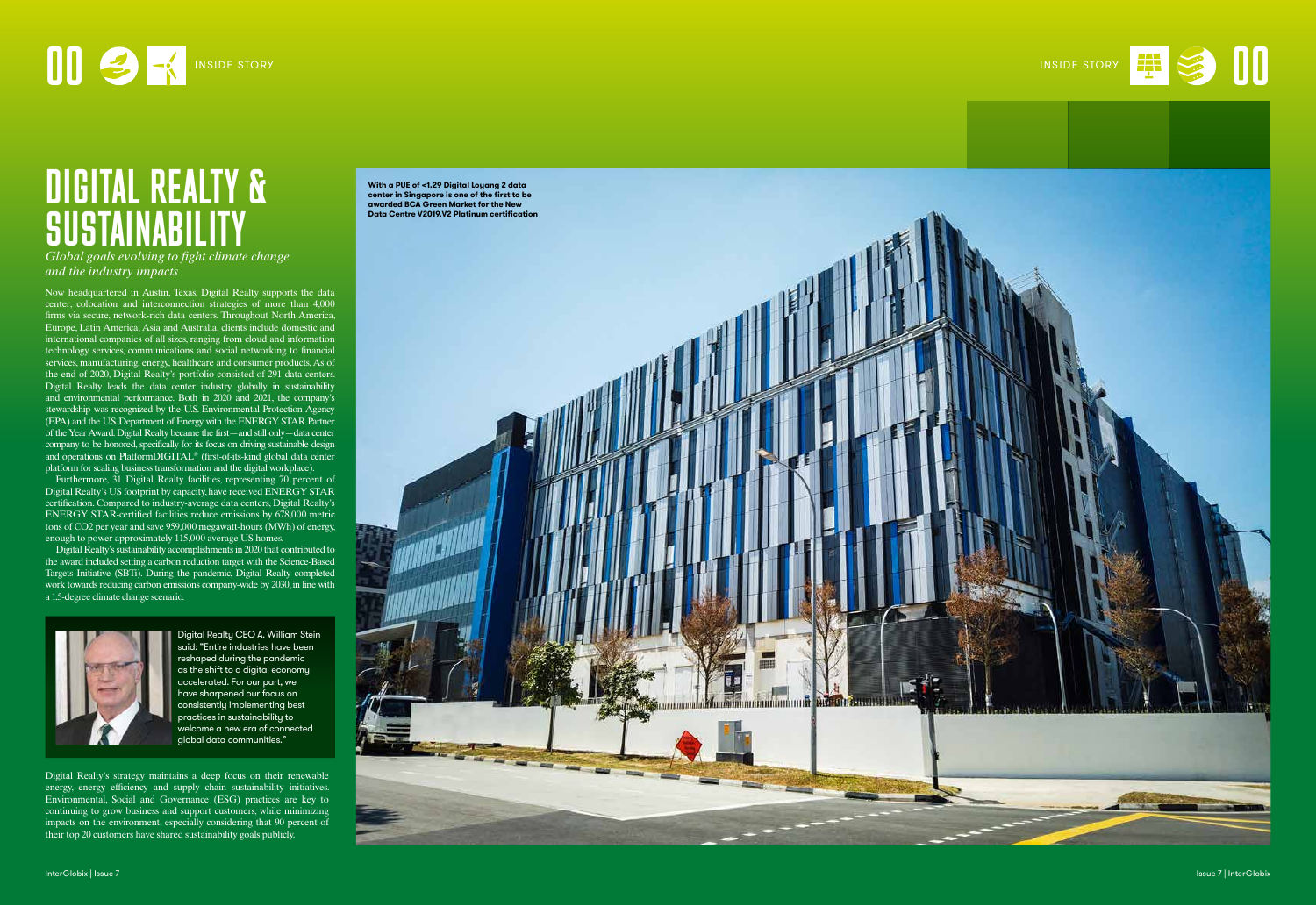# DIGITAL REALTY & SUSTAINABILITY

*Global goals evolving to fight climate change and the industry impacts*

Now headquartered in Austin, Texas, Digital Realty supports the data center, colocation and interconnection strategies of more than 4,000 firms via secure, network-rich data centers. Throughout North America, Europe, Latin America, Asia and Australia, clients include domestic and international companies of all sizes, ranging from cloud and information technology services, communications and social networking to financial services, manufacturing, energy, healthcare and consumer products. As of the end of 2020, Digital Realty's portfolio consisted of 291 data centers. Digital Realty leads the data center industry globally in sustainability and environmental performance. Both in 2020 and 2021, the company's stewardship was recognized by the U.S. Environmental Protection Agency (EPA) and the U.S. Department of Energy with the ENERGY STAR Partner of the Year Award. Digital Realty became the first—and still only—data center company to be honored, specifically for its focus on driving sustainable design and operations on PlatformDIGITAL® (first-of-its-kind global data center platform for scaling business transformation and the digital workplace).

Furthermore, 31 Digital Realty facilities, representing 70 percent of Digital Realty's US footprint by capacity, have received ENERGY STAR certification. Compared to industry-average data centers, Digital Realty's ENERGY STAR-certified facilities reduce emissions by 678,000 metric tons of CO2 per year and save 959,000 megawatt-hours (MWh) of energy, enough to power approximately 115,000 average US homes.

Digital Realty's sustainability accomplishments in 2020 that contributed to the award included setting a carbon reduction target with the Science-Based Targets Initiative (SBTi). During the pandemic, Digital Realty completed work towards reducing carbon emissions company-wide by 2030, in line with a 1.5-degree climate change scenario.

Digital Realty CEO A. William Stein said: "Entire industries have been reshaped during the pandemic as the shift to a digital economy accelerated. For our part, we have sharpened our focus on consistently implementing best practices in sustainability to welcome a new era of connected global data communities."

Digital Realty's strategy maintains a deep focus on their renewable energy, energy efficiency and supply chain sustainability initiatives. Environmental, Social and Governance (ESG) practices are key to continuing to grow business and support customers, while minimizing impacts on the environment, especially considering that 90 percent of their top 20 customers have shared sustainability goals publicly.

**With a PUE of <1.29 Digital Loyang 2 data center in Singapore is one of the first to be awarded BCA Green Market for the New Data Centre V2019.V2 Platinum certification**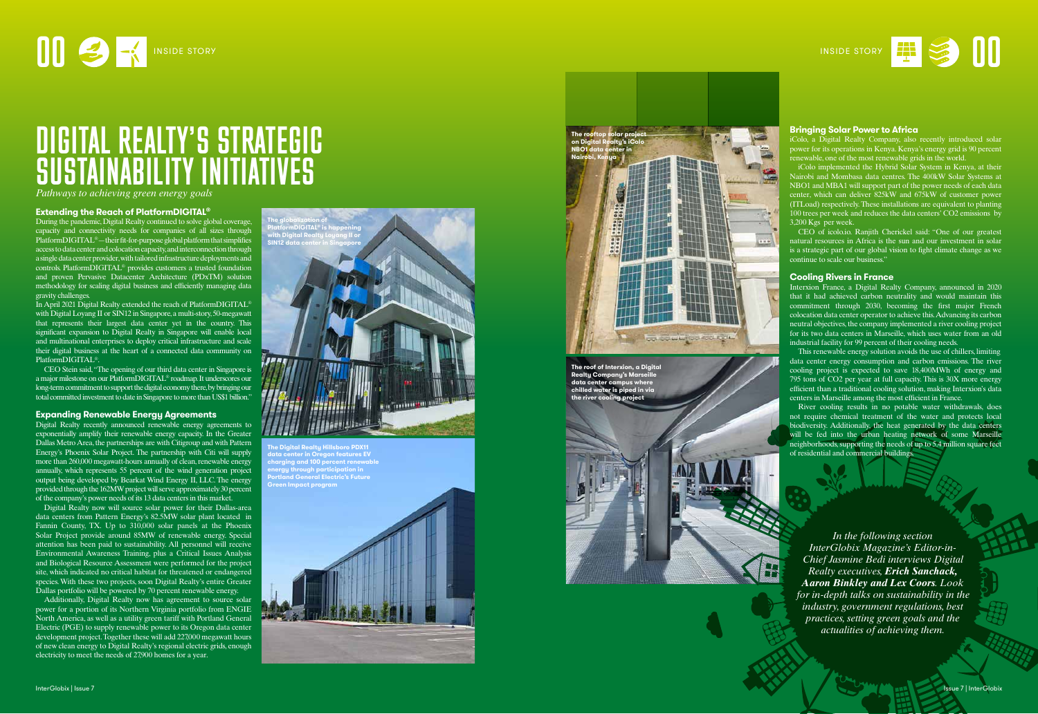# DIGITAL REALTY'S STRATEGIC SUSTAINABILITY INITIATIVES

*Pathways to achieving green energy goals*

### Extending the Reach of PlatformDIGITAL®

During the pandemic, Digital Realty continued to solve global coverage, capacity and connectivity needs for companies of all sizes through PlatformDIGITAL® — their fit-for-purpose global platform that simplifies access to data center and colocation capacity, and interconnection through a single data center provider, with tailored infrastructure deployments and controls. PlatformDIGITAL® provides customers a trusted foundation and proven Pervasive Datacenter Architecture (PDxTM) solution methodology for scaling digital business and efficiently managing data gravity challenges.

In April 2021 Digital Realty extended the reach of PlatformDIGITAL® with Digital Loyang II or SIN12 in Singapore, a multi-story, 50-megawatt that represents their largest data center yet in the country. This significant expansion to Digital Realty in Singapore will enable local and multinational enterprises to deploy critical infrastructure and scale their digital business at the heart of a connected data community on PlatformDIGITAL®.

CEO Stein said, "The opening of our third data center in Singapore is a major milestone on our PlatformDIGITAL® roadmap. It underscores our long-term commitment to support the digital economy there, by bringing our total committed investment to date in Singapore to more than US$1 billion."

### Expanding Renewable Energy Agreements

Digital Realty recently announced renewable energy agreements to exponentially amplify their renewable energy capacity. In the Greater Dallas Metro Area, the partnerships are with Citigroup and with Pattern Energy's Phoenix Solar Project. The partnership with Citi will supply more than 260,000 megawatt-hours annually of clean, renewable energy annually, which represents 55 percent of the wind generation project output being developed by Bearkat Wind Energy II, LLC. The energy provided through the 162MW project will serve approximately 30 percent of the company's power needs of its 13 data centers in this market.

Digital Realty now will source solar power for their Dallas-area data centers from Pattern Energy's 82.5MW solar plant located in Fannin County, TX. Up to 310,000 solar panels at the Phoenix Solar Project provide around 85MW of renewable energy. Special attention has been paid to sustainability. All personnel will receive Environmental Awareness Training, plus a Critical Issues Analysis and Biological Resource Assessment were performed for the project site, which indicated no critical habitat for threatened or endangered species. With these two projects, soon Digital Realty's entire Greater Dallas portfolio will be powered by 70 percent renewable energy.

Additionally, Digital Realty now has agreement to source solar power for a portion of its Northern Virginia portfolio from ENGIE North America, as well as a utility green tariff with Portland General Electric (PGE) to supply renewable power to its Oregon data center development project. Together these will add 227,000 megawatt hours of new clean energy to Digital Realty's regional electric grids, enough electricity to meet the needs of 27,900 homes for a year.

**The globalization of PlatformDIGITAL® is happening with Digital Realty Loyang II or SIN12 data center in Singapore**

**The Digital Realty Hillsboro PDX11 data center in Oregon features EV charging and 100 percent renewable energy through participation in Portland General Electric's Future Green Impact program**

**The rooftop solar project on Digital Realty's iColo NBO1 data center in Nairobi, Kenya**

**The roof of Interxion, a Digital Realty Company's Marseille data center campus where chilled water is piped in via the river cooling project**

### Bringing Solar Power to Africa

iColo, a Digital Realty Company, also recently introduced solar power for its operations in Kenya. Kenya's energy grid is 90 percent renewable, one of the most renewable grids in the world.

iColo implemented the Hybrid Solar System in Kenya, at their Nairobi and Mombasa data centres. The 400kW Solar Systems at NBO1 and MBA1 will support part of the power needs of each data center, which can deliver 825kW and 675kW of customer power (ITLoad) respectively. These installations are equivalent to planting 100 trees per week and reduces the data centers' $CO_2$ emissions by 3,200 Kgs per week.

CEO of icolo.io, Ranjith Cherickel said: "One of our greatest natural resources in Africa is the sun and our investment in solar is a strategic part of our global vision to fight climate change as we continue to scale our business."

### Cooling Rivers in France

Interxion France, a Digital Realty Company, announced in 2020 that it had achieved carbon neutrality and would maintain this commitment through 2030, becoming the first major French colocation data center operator to achieve this. Advancing its carbon neutral objectives, the company implemented a river cooling project for its two data centers in Marseille, which uses water from an old industrial facility for 99 percent of their cooling needs.

This renewable energy solution avoids the use of chillers, limiting data center energy consumption and carbon emissions. The river cooling project is expected to save 18,400MWh of energy and 795 tons of $CO_2$ per year at full capacity. This is 30X more energy efficient than a traditional cooling solution, making Interxion's data centers in Marseille among the most efficient in France.

River cooling results in no potable water withdrawals, does not require chemical treatment of the water and protects local biodiversity. Additionally, the heat generated by the data centers will be fed into the urban heating network of some Marseille neighborhoods, supporting the needs of up to 5.4 million square feet of residential and commercial buildings.

*In the following section InterGlobix Magazine's Editor-in-Chief Jasmine Bedi interviews Digital Realty executives,* ***Erich Sanchack, Aaron Binkley and Lex Coors****. Look for in-depth talks on sustainability in the industry, government regulations, best practices, setting green goals and the actualities of achieving them.*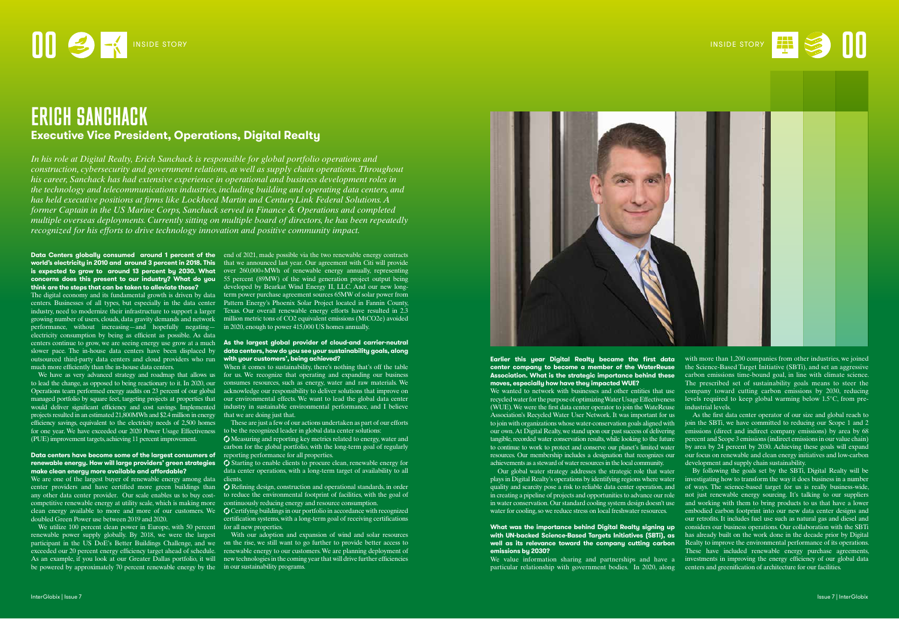# ERICH SANCHACK

## Executive Vice President, Operations, Digital Realty

*In his role at Digital Realty, Erich Sanchack is responsible for global portfolio operations and construction, cybersecurity and government relations, as well as supply chain operations. Throughout his career, Sanchack has had extensive experience in operational and business development roles in the technology and telecommunications industries, including building and operating data centers, and has held executive positions at firms like Lockheed Martin and CenturyLink Federal Solutions. A former Captain in the US Marine Corps, Sanchack served in Finance & Operations and completed multiple overseas deployments. Currently sitting on multiple board of directors, he has been repeatedly recognized for his efforts to drive technology innovation and positive community impact.*

**Data Centers globally consumed around 1 percent of the world's electricity in 2010 and around 3 percent in 2018. This is expected to grow to around 13 percent by 2030. What concerns does this present to our industry? What do you think are the steps that can be taken to alleviate those?**

The digital economy and its fundamental growth is driven by data centers. Businesses of all types, but especially in the data center industry, need to modernize their infrastructure to support a larger growing number of users, clouds, data gravity demands and network performance, without increasing—and hopefully negating—electricity consumption by being as efficient as possible. As data centers continue to grow, we are seeing energy use grow at a much slower pace. The in-house data centers have been displaced by outsourced third-party data centers and cloud providers who run much more efficiently than the in-house data centers.

We have as very advanced strategy and roadmap that allows us to lead the change, as opposed to being reactionary to it. In 2020, our Operations team performed energy audits on 23 percent of our global managed portfolio by square feet, targeting projects at properties that would deliver significant efficiency and cost savings. Implemented projects resulted in an estimated 21,800MWh and $2.4 million in energy efficiency savings, equivalent to the electricity needs of 2,500 homes for one year. We have exceeded our 2020 Power Usage Effectiveness (PUE) improvement targets, achieving 11 percent improvement.

**Data centers have become some of the largest consumers of renewable energy. How will large providers' green strategies make clean energy more available and affordable?**

We are one of the largest buyer of renewable energy among data center providers and have certified more green buildings than any other data center provider. Our scale enables us to buy cost-competitive renewable energy at utility scale, which is making more clean energy available to more and more of our customers. We doubled Green Power use between 2019 and 2020.

We utilize 100 percent clean power in Europe, with 50 percent renewable power supply globally. By 2018, we were the largest participant in the US DoE's Better Buildings Challenge, and we exceeded our 20 percent energy efficiency target ahead of schedule. As an example, if you look at our Greater Dallas portfolio, it will be powered by approximately 70 percent renewable energy by the end of 2021, made possible via the two renewable energy contracts that we announced last year. Our agreement with Citi will provide over 260,000+MWh of renewable energy annually, representing 55 percent (89MW) of the wind generation project output being developed by Bearkat Wind Energy II, LLC. And our new long-term power purchase agreement sources 65MW of solar power from Pattern Energy's Phoenix Solar Project located in Fannin County, Texas. Our overall renewable energy efforts have resulted in 2.3 million metric tons of $CO_2$ equivalent emissions ($MtCO_2e$) avoided in 2020, enough to power 415,000 US homes annually.

**As the largest global provider of cloud-and carrier-neutral data centers, how do you see your sustainability goals, along with your customers', being achieved?**

When it comes to sustainability, there's nothing that's off the table for us. We recognize that operating and expanding our business consumes resources, such as energy, water and raw materials. We acknowledge our responsibility to deliver solutions that improve on our environmental effects. We want to lead the global data center industry in sustainable environmental performance, and I believe that we are doing just that.

These are just a few of our actions undertaken as part of our efforts to be the recognized leader in global data center solutions:

- Measuring and reporting key metrics related to energy, water and carbon for the global portfolio, with the long-term goal of regularly reporting performance for all properties.
- Starting to enable clients to procure clean, renewable energy for data center operations, with a long-term target of availability to all clients.
- Refining design, construction and operational standards, in order to reduce the environmental footprint of facilities, with the goal of continuously reducing energy and resource consumption.
- Certifying buildings in our portfolio in accordance with recognized certification systems, with a long-term goal of receiving certifications for all new properties.

With our adoption and expansion of wind and solar resources on the rise, we still want to go further to provide better access to renewable energy to our customers. We are planning deployment of new technologies in the coming year that will drive further efficiencies in our sustainability programs.

**Earlier this year Digital Realty became the first data center company to become a member of the WaterReuse Association. What is the strategic importance behind these moves, especially how have they impacted WUE?**

We wanted to network with businesses and other entities that use recycled water for the purpose of optimizing Water Usage Effectiveness (WUE). We were the first data center operator to join the WateReuse Association's Recycled Water User Network. It was important for us to join with organizations whose water-conservation goals aligned with our own. At Digital Realty, we stand upon our past success of delivering tangible, recorded water conservation results, while looking to the future to continue to work to protect and conserve our planet's limited water resources. Our membership includes a designation that recognizes our achievements as a steward of water resources in the local community.

Our global water strategy addresses the strategic role that water plays in Digital Realty's operations by identifying regions where water quality and scarcity pose a risk to reliable data center operation, and in creating a pipeline of projects and opportunities to advance our role in water conservation. Our standard cooling system design doesn't use water for cooling, so we reduce stress on local freshwater resources.

**What was the importance behind Digital Realty signing up with UN-backed Science-Based Targets Initiatives (SBTi), as well as its relevance toward the company cutting carbon emissions by 2030?**

We value information sharing and partnerships and have a particular relationship with government bodies. In 2020, along with more than 1,200 companies from other industries, we joined the Science-Based Target Initiative (SBTi), and set an aggressive carbon emissions time-bound goal, in line with climate science. The prescribed set of sustainability goals means to steer the company toward cutting carbon emissions by 2030, reducing levels required to keep global warming below 1.5°C, from pre-industrial levels.

As the first data center operator of our size and global reach to join the SBTi, we have committed to reducing our Scope 1 and 2 emissions (direct and indirect company emissions) by area by 68 percent and Scope 3 emissions (indirect emissions in our value chain) by area by 24 percent by 2030. Achieving these goals will expand our focus on renewable and clean energy initiatives and low-carbon development and supply chain sustainability.

By following the goals set by the SBTi, Digital Realty will be investigating how to transform the way it does business in a number of ways. The science-based target for us is really business-wide, not just renewable energy sourcing. It's talking to our suppliers and working with them to bring products to us that have a lower embodied carbon footprint into our new data center designs and our retrofits. It includes fuel use such as natural gas and diesel and considers our business operations. Our collaboration with the SBTi has already built on the work done in the decade prior by Digital Realty to improve the environmental performance of its operations. These have included renewable energy purchase agreements, investments in improving the energy efficiency of our global data centers and greenification of architecture for our facilities.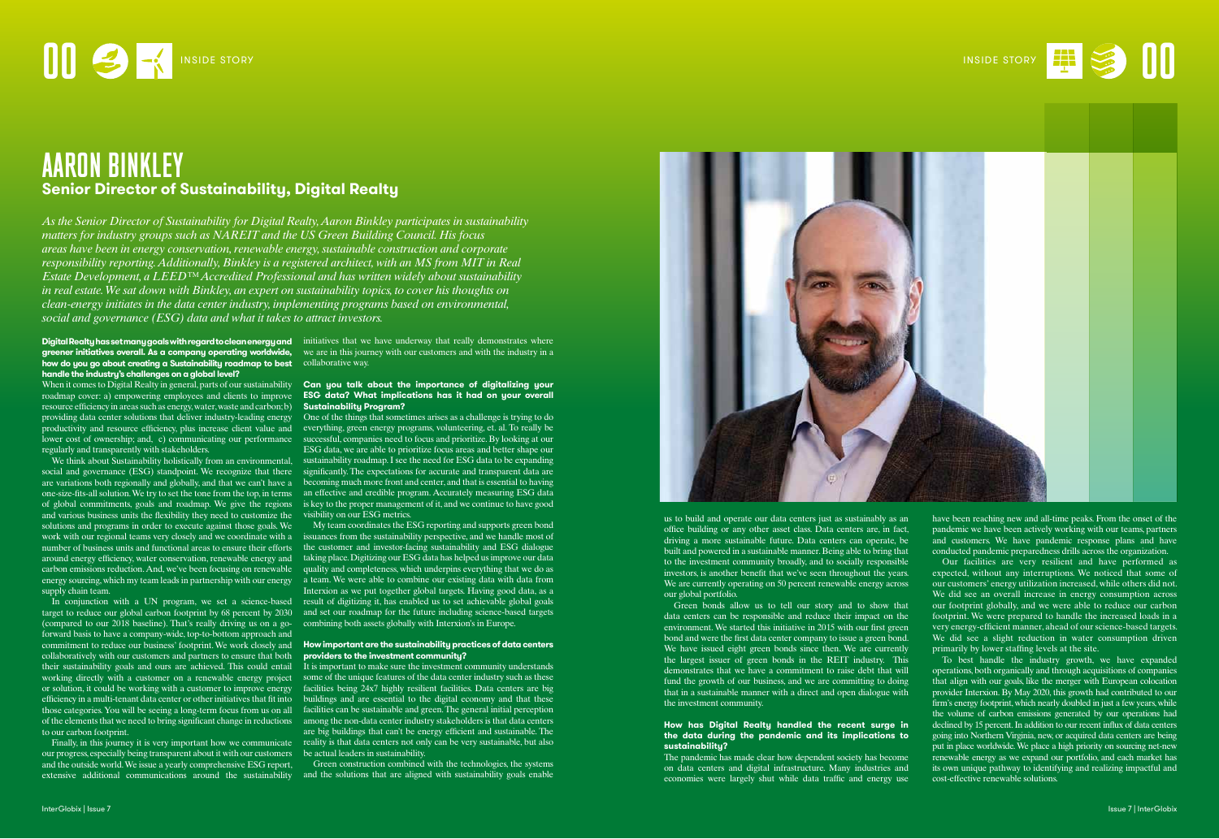# AARON BINKLEY

## Senior Director of Sustainability, Digital Realty

*As the Senior Director of Sustainability for Digital Realty, Aaron Binkley participates in sustainability matters for industry groups such as NAREIT and the US Green Building Council. His focus areas have been in energy conservation, renewable energy, sustainable construction and corporate responsibility reporting. Additionally, Binkley is a registered architect, with an MS from MIT in Real Estate Development, a LEED™ Accredited Professional and has written widely about sustainability in real estate. We sat down with Binkley, an expert on sustainability topics, to cover his thoughts on clean-energy initiates in the data center industry, implementing programs based on environmental, social and governance (ESG) data and what it takes to attract investors.*

**Digital Realty has set many goals with regard to clean energy and greener initiatives overall. As a company operating worldwide, how do you go about creating a Sustainability roadmap to best handle the industry's challenges on a global level?**

When it comes to Digital Realty in general, parts of our sustainability roadmap cover: a) empowering employees and clients to improve resource efficiency in areas such as energy, water, waste and carbon; b) providing data center solutions that deliver industry-leading energy productivity and resource efficiency, plus increase client value and lower cost of ownership; and, c) communicating our performance regularly and transparently with stakeholders.

We think about Sustainability holistically from an environmental, social and governance (ESG) standpoint. We recognize that there are variations both regionally and globally, and that we can't have a one-size-fits-all solution. We try to set the tone from the top, in terms of global commitments, goals and roadmap. We give the regions and various business units the flexibility they need to customize the solutions and programs in order to execute against those goals. We work with our regional teams very closely and we coordinate with a number of business units and functional areas to ensure their efforts around energy efficiency, water conservation, renewable energy and carbon emissions reduction. And, we've been focusing on renewable energy sourcing, which my team leads in partnership with our energy supply chain team.

In conjunction with a UN program, we set a science-based target to reduce our global carbon footprint by 68 percent by 2030 (compared to our 2018 baseline). That's really driving us on a go-forward basis to have a company-wide, top-to-bottom approach and commitment to reduce our business' footprint. We work closely and collaboratively with our customers and partners to ensure that both their sustainability goals and ours are achieved. This could entail working directly with a customer on a renewable energy project or solution, it could be working with a customer to improve energy efficiency in a multi-tenant data center or other initiatives that fit into those categories. You will be seeing a long-term focus from us on all of the elements that we need to bring significant change in reductions to our carbon footprint.

Finally, in this journey it is very important how we communicate our progress, especially being transparent about it with our customers and the outside world. We issue a yearly comprehensive ESG report, extensive additional communications around the sustainability initiatives that we have underway that really demonstrates where we are in this journey with our customers and with the industry in a collaborative way.

**Can you talk about the importance of digitalizing your ESG data? What implications has it had on your overall Sustainability Program?**

One of the things that sometimes arises as a challenge is trying to do everything, green energy programs, volunteering, et. al. To really be successful, companies need to focus and prioritize. By looking at our ESG data, we are able to prioritize focus areas and better shape our sustainability roadmap. I see the need for ESG data to be expanding significantly. The expectations for accurate and transparent data are becoming much more front and center, and that is essential to having an effective and credible program. Accurately measuring ESG data is key to the proper management of it, and we continue to have good visibility on our ESG metrics.

My team coordinates the ESG reporting and supports green bond issuances from the sustainability perspective, and we handle most of the customer and investor-facing sustainability and ESG dialogue taking place. Digitizing our ESG data has helped us improve our data quality and completeness, which underpins everything that we do as a team. We were able to combine our existing data with data from Interxion as we put together global targets. Having good data, as a result of digitizing it, has enabled us to set achievable global goals and set our roadmap for the future including science-based targets combining both assets globally with Interxion's in Europe.

**How important are the sustainability practices of data centers providers to the investment community?**

It is important to make sure the investment community understands some of the unique features of the data center industry such as these facilities being 24x7 highly resilient facilities. Data centers are big buildings and are essential to the digital economy and that these facilities can be sustainable and green. The general initial perception among the non-data center industry stakeholders is that data centers are big buildings that can't be energy efficient and sustainable. The reality is that data centers not only can be very sustainable, but also be actual leaders in sustainability.

Green construction combined with the technologies, the systems and the solutions that are aligned with sustainability goals enable us to build and operate our data centers just as sustainably as an office building or any other asset class. Data centers are, in fact, driving a more sustainable future. Data centers can operate, be built and powered in a sustainable manner. Being able to bring that to the investment community broadly, and to socially responsible investors, is another benefit that we've seen throughout the years. We are currently operating on 50 percent renewable energy across our global portfolio.

Green bonds allow us to tell our story and to show that data centers can be responsible and reduce their impact on the environment. We started this initiative in 2015 with our first green bond and were the first data center company to issue a green bond. We have issued eight green bonds since then. We are currently the largest issuer of green bonds in the REIT industry. This demonstrates that we have a commitment to raise debt that will fund the growth of our business, and we are committing to doing that in a sustainable manner with a direct and open dialogue with the investment community.

**How has Digital Realty handled the recent surge in the data during the pandemic and its implications to sustainability?**

The pandemic has made clear how dependent society has become on data centers and digital infrastructure. Many industries and economies were largely shut while data traffic and energy use have been reaching new and all-time peaks. From the onset of the pandemic we have been actively working with our teams, partners and customers. We have pandemic response plans and have conducted pandemic preparedness drills across the organization.

Our facilities are very resilient and have performed as expected, without any interruptions. We noticed that some of our customers' energy utilization increased, while others did not. We did see an overall increase in energy consumption across our footprint globally, and we were able to reduce our carbon footprint. We were prepared to handle the increased loads in a very energy-efficient manner, ahead of our science-based targets. We did see a slight reduction in water consumption driven primarily by lower staffing levels at the site.

To best handle the industry growth, we have expanded operations, both organically and through acquisitions of companies that align with our goals, like the merger with European colocation provider Interxion. By May 2020, this growth had contributed to our firm's energy footprint, which nearly doubled in just a few years, while the volume of carbon emissions generated by our operations had declined by 15 percent. In addition to our recent influx of data centers going into Northern Virginia, new, or acquired data centers are being put in place worldwide. We place a high priority on sourcing net-new renewable energy as we expand our portfolio, and each market has its own unique pathway to identifying and realizing impactful and cost-effective renewable solutions.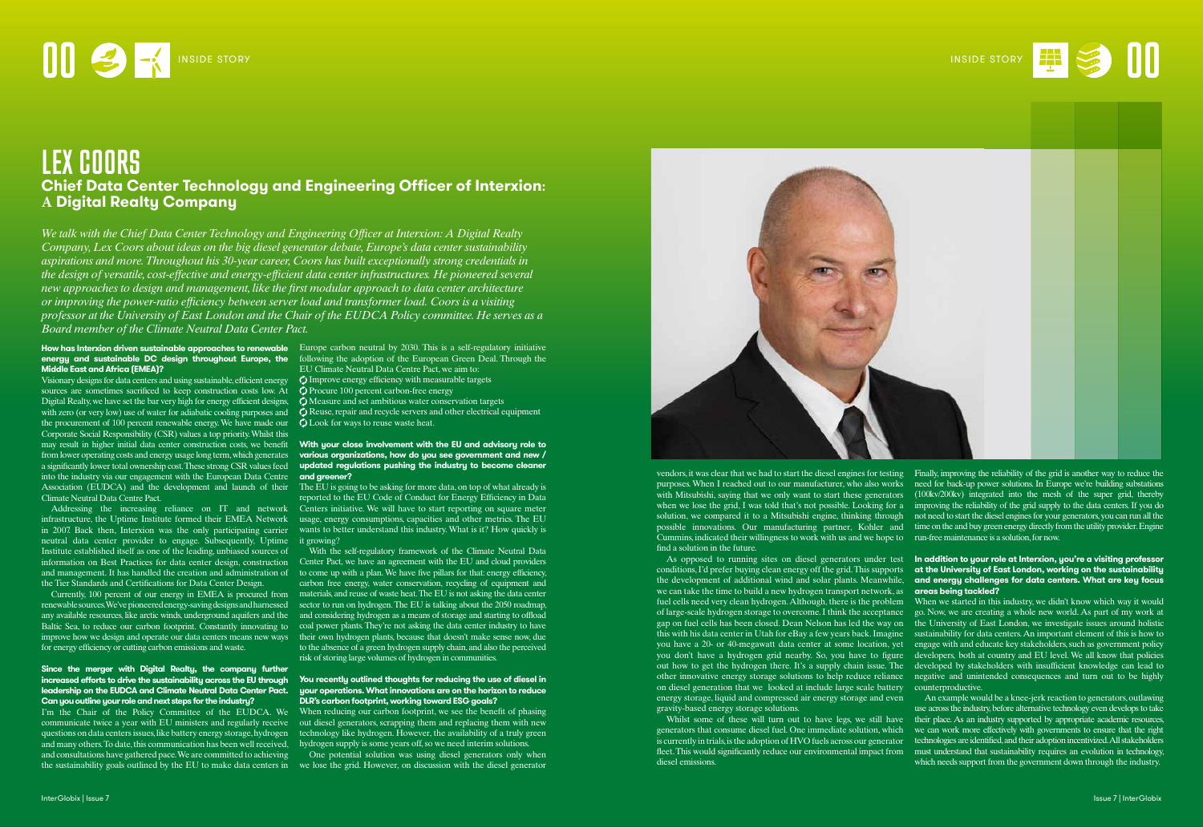# LEX COORS

## Chief Data Center Technology and Engineering Officer of Interxion: A Digital Realty Company

*We talk with the Chief Data Center Technology and Engineering Officer at Interxion: A Digital Realty Company, Lex Coors about ideas on the big diesel generator debate, Europe's data center sustainability aspirations and more. Throughout his 30-year career, Coors has built exceptionally strong credentials in the design of versatile, cost-effective and energy-efficient data center infrastructures. He pioneered several new approaches to design and management, like the first modular approach to data center architecture or improving the power-ratio efficiency between server load and transformer load. Coors is a visiting professor at the University of East London and the Chair of the EUDCA Policy committee. He serves as a Board member of the Climate Neutral Data Center Pact.*

**How has Interxion driven sustainable approaches to renewable energy and sustainable DC design throughout Europe, the Middle East and Africa (EMEA)?**

Visionary designs for data centers and using sustainable, efficient energy sources are sometimes sacrificed to keep construction costs low. At Digital Realty, we have set the bar very high for energy efficient designs, with zero (or very low) use of water for adiabatic cooling purposes and the procurement of 100 percent renewable energy. We have made our Corporate Social Responsibility (CSR) values a top priority. Whilst this may result in higher initial data center construction costs, we benefit from lower operating costs and energy usage long term, which generates a significantly lower total ownership cost. These strong CSR values feed into the industry via our engagement with the European Data Centre Association (EUDCA) and the development and launch of their Climate Neutral Data Centre Pact.

Addressing the increasing reliance on IT and network infrastructure, the Uptime Institute formed their EMEA Network in 2007. Back then, Interxion was the only participating carrier neutral data center provider to engage. Subsequently, Uptime Institute established itself as one of the leading, unbiased sources of information on Best Practices for data center design, construction and management. It has handled the creation and administration of the Tier Standards and Certifications for Data Center Design.

Currently, 100 percent of our energy in EMEA is procured from renewable sources. We've pioneered energy-saving designs and harnessed any available resources, like arctic winds, underground aquifers and the Baltic Sea, to reduce our carbon footprint. Constantly innovating to improve how we design and operate our data centers means new ways for energy efficiency or cutting carbon emissions and waste.

**Since the merger with Digital Realty, the company further increased efforts to drive the sustainability across the EU through leadership on the EUDCA and Climate Neutral Data Center Pact. Can you outline your role and next steps for the industry?**

I'm the Chair of the Policy Committee of the EUDCA. We communicate twice a year with EU ministers and regularly receive questions on data centers issues, like battery energy storage, hydrogen and many others. To date, this communication has been well received, and consultations have gathered pace. We are committed to achieving the sustainability goals outlined by the EU to make data centers in Europe carbon neutral by 2030. This is a self-regulatory initiative following the adoption of the European Green Deal. Through the EU Climate Neutral Data Centre Pact, we aim to:

- Improve energy efficiency with measurable targets
- Procure 100 percent carbon-free energy
- Measure and set ambitious water conservation targets
- Reuse, repair and recycle servers and other electrical equipment
- Look for ways to reuse waste heat.

**With your close involvement with the EU and advisory role to various organizations, how do you see government and new / updated regulations pushing the industry to become cleaner and greener?**

The EU is going to be asking for more data, on top of what already is reported to the EU Code of Conduct for Energy Efficiency in Data Centers initiative. We will have to start reporting on square meter usage, energy consumptions, capacities and other metrics. The EU wants to better understand this industry. What is it? How quickly is it growing?

With the self-regulatory framework of the Climate Neutral Data Center Pact, we have an agreement with the EU and cloud providers to come up with a plan. We have five pillars for that: energy efficiency, carbon free energy, water conservation, recycling of equipment and materials, and reuse of waste heat. The EU is not asking the data center sector to run on hydrogen. The EU is talking about the 2050 roadmap, and considering hydrogen as a means of storage and starting to offload coal power plants. They're not asking the data center industry to have their own hydrogen plants, because that doesn't make sense now, due to the absence of a green hydrogen supply chain, and also the perceived risk of storing large volumes of hydrogen in communities.

**You recently outlined thoughts for reducing the use of diesel in your operations. What innovations are on the horizon to reduce DLR's carbon footprint, working toward ESG goals?**

When reducing our carbon footprint, we see the benefit of phasing out diesel generators, scrapping them and replacing them with new technology like hydrogen. However, the availability of a truly green hydrogen supply is some years off, so we need interim solutions.

One potential solution was using diesel generators only when we lose the grid. However, on discussion with the diesel generator vendors, it was clear that we had to start the diesel engines for testing purposes. When I reached out to our manufacturer, who also works with Mitsubishi, saying that we only want to start these generators when we lose the grid, I was told that's not possible. Looking for a solution, we compared it to a Mitsubishi engine, thinking through possible innovations. Our manufacturing partner, Kohler and Cummins, indicated their willingness to work with us and we hope to find a solution in the future.

As opposed to running sites on diesel generators under test conditions, I'd prefer buying clean energy off the grid. This supports the development of additional wind and solar plants. Meanwhile, we can take the time to build a new hydrogen transport network, as fuel cells need very clean hydrogen. Although, there is the problem of large-scale hydrogen storage to overcome. I think the acceptance gap on fuel cells has been closed. Dean Nelson has led the way on this with his data center in Utah for eBay a few years back. Imagine you have a 20- or 40-megawatt data center at some location, yet you don't have a hydrogen grid nearby. So, you have to figure out how to get the hydrogen there. It's a supply chain issue. The other innovative energy storage solutions to help reduce reliance on diesel generation that we looked at include large scale battery energy storage, liquid and compressed air energy storage and even gravity-based energy storage solutions.

Whilst some of these will turn out to have legs, we still have generators that consume diesel fuel. One immediate solution, which is currently in trials, is the adoption of HVO fuels across our generator fleet. This would significantly reduce our environmental impact from diesel emissions.

Finally, improving the reliability of the grid is another way to reduce the need for back-up power solutions. In Europe we're building substations (100kv/200kv) integrated into the mesh of the super grid, thereby improving the reliability of the grid supply to the data centers. If you do not need to start the diesel engines for your generators, you can run all the time on the and buy green energy directly from the utility provider. Engine run-free maintenance is a solution, for now.

**In addition to your role at Interxion, you're a visiting professor at the University of East London, working on the sustainability and energy challenges for data centers. What are key focus areas being tackled?**

When we started in this industry, we didn't know which way it would go. Now, we are creating a whole new world. As part of my work at the University of East London, we investigate issues around holistic sustainability for data centers. An important element of this is how to engage with and educate key stakeholders, such as government policy developers, both at country and EU level. We all know that policies developed by stakeholders with insufficient knowledge can lead to negative and unintended consequences and turn out to be highly counterproductive.

An example would be a knee-jerk reaction to generators, outlawing use across the industry, before alternative technology even develops to take their place. As an industry supported by appropriate academic resources, we can work more effectively with governments to ensure that the right technologies are identified, and their adoption incentivized. All stakeholders must understand that sustainability requires an evolution in technology, which needs support from the government down through the industry.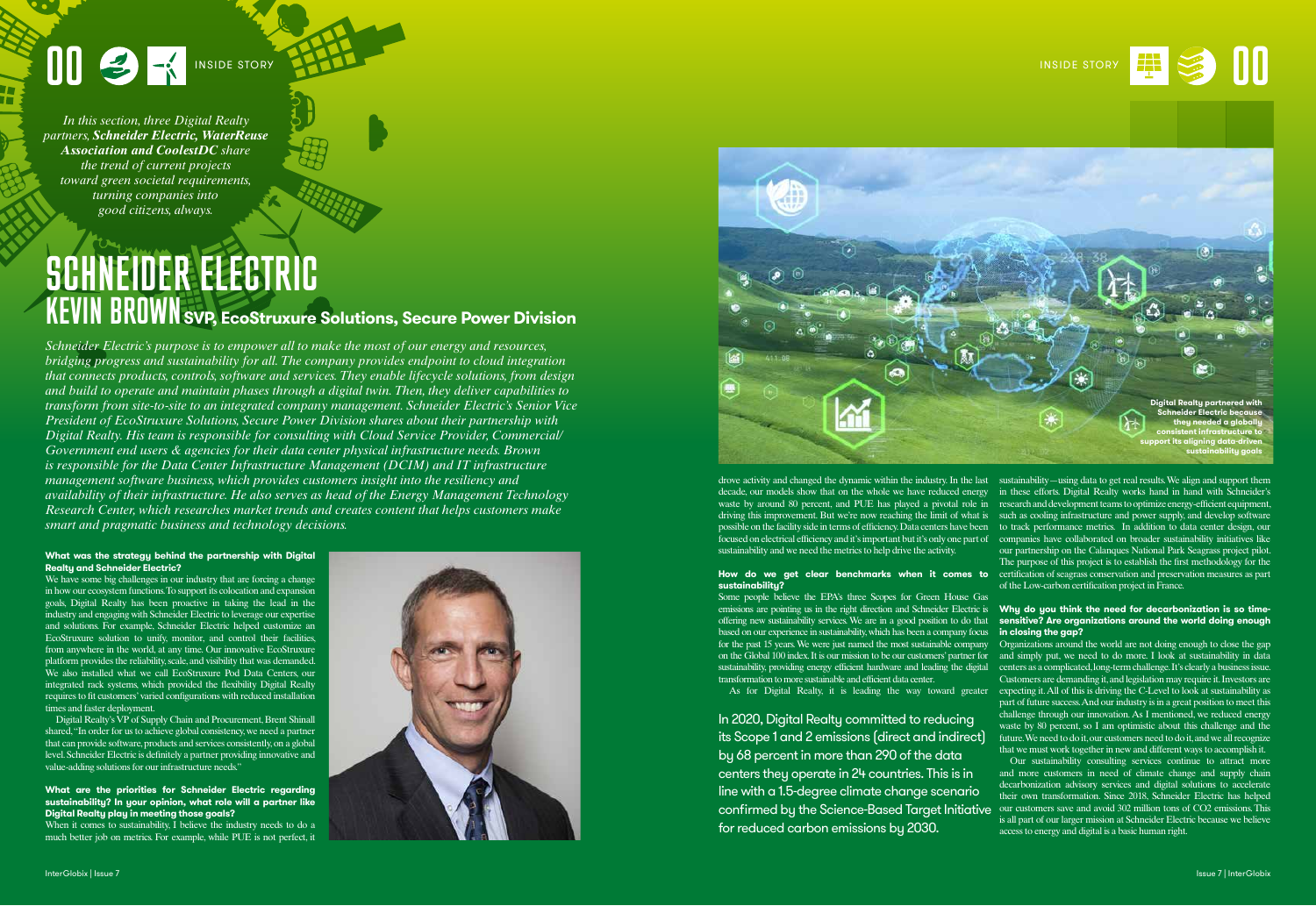*In this section, three Digital Realty partners, **Schneider Electric, WaterReuse Association and CoolestDC** share the trend of current projects toward green societal requirements, turning companies into good citizens, always.*

# SCHNEIDER ELECTRIC

## KEVIN BROWN SVP, EcoStruxure Solutions, Secure Power Division

*Schneider Electric's purpose is to empower all to make the most of our energy and resources, bridging progress and sustainability for all. The company provides endpoint to cloud integration that connects products, controls, software and services. They enable lifecycle solutions, from design and build to operate and maintain phases through a digital twin. Then, they deliver capabilities to transform from site-to-site to an integrated company management. Schneider Electric's Senior Vice President of EcoStruxure Solutions, Secure Power Division shares about their partnership with Digital Realty. His team is responsible for consulting with Cloud Service Provider, Commercial/Government end users & agencies for their data center physical infrastructure needs. Brown is responsible for the Data Center Infrastructure Management (DCIM) and IT infrastructure management software business, which provides customers insight into the resiliency and availability of their infrastructure. He also serves as head of the Energy Management Technology Research Center, which researches market trends and creates content that helps customers make smart and pragmatic business and technology decisions.*

**What was the strategy behind the partnership with Digital Realty and Schneider Electric?**

We have some big challenges in our industry that are forcing a change in how our ecosystem functions. To support its colocation and expansion goals, Digital Realty has been proactive in taking the lead in the industry and engaging with Schneider Electric to leverage our expertise and solutions. For example, Schneider Electric helped customize an EcoStruxure solution to unify, monitor, and control their facilities, from anywhere in the world, at any time. Our innovative EcoStruxure platform provides the reliability, scale, and visibility that was demanded. We also installed what we call EcoStruxure Pod Data Centers, our integrated rack systems, which provided the flexibility Digital Realty requires to fit customers' varied configurations with reduced installation times and faster deployment.

Digital Realty's VP of Supply Chain and Procurement, Brent Shinall shared, "In order for us to achieve global consistency, we need a partner that can provide software, products and services consistently, on a global level. Schneider Electric is definitely a partner providing innovative and value-adding solutions for our infrastructure needs."

**What are the priorities for Schneider Electric regarding sustainability? In your opinion, what role will a partner like Digital Realty play in meeting those goals?**

When it comes to sustainability, I believe the industry needs to do a much better job on metrics. For example, while PUE is not perfect, it drove activity and changed the dynamic within the industry. In the last decade, our models show that on the whole we have reduced energy waste by around 80 percent, and PUE has played a pivotal role in driving this improvement. But we're now reaching the limit of what is possible on the facility side in terms of efficiency. Data centers have been focused on electrical efficiency and it's important but it's only one part of sustainability and we need the metrics to help drive the activity.

**How do we get clear benchmarks when it comes to sustainability?**

Some people believe the EPA's three Scopes for Green House Gas emissions are pointing us in the right direction and Schneider Electric is offering new sustainability services. We are in a good position to do that based on our experience in sustainability, which has been a company focus for the past 15 years. We were just named the most sustainable company on the Global 100 index. It is our mission to be our customers' partner for sustainability, providing energy efficient hardware and leading the digital transformation to more sustainable and efficient data center.

As for Digital Realty, it is leading the way toward greater sustainability—using data to get real results. We align and support them in these efforts. Digital Realty works hand in hand with Schneider's research and development teams to optimize energy-efficient equipment, such as cooling infrastructure and power supply, and develop software to track performance metrics. In addition to data center design, our companies have collaborated on broader sustainability initiatives like our partnership on the Calanques National Park Seagrass project pilot. The purpose of this project is to establish the first methodology for the certification of seagrass conservation and preservation measures as part of the Low-carbon certification project in France.

> In 2020, Digital Realty committed to reducing its Scope 1 and 2 emissions (direct and indirect) by 68 percent in more than 290 of the data centers they operate in 24 countries. This is in line with a 1.5-degree climate change scenario confirmed by the Science-Based Target Initiative for reduced carbon emissions by 2030.

**Why do you think the need for decarbonization is so time-sensitive? Are organizations around the world doing enough in closing the gap?**

Organizations around the world are not doing enough to close the gap and simply put, we need to do more. I look at sustainability in data centers as a complicated, long-term challenge. It's clearly a business issue. Customers are demanding it, and legislation may require it. Investors are expecting it. All of this is driving the C-Level to look at sustainability as part of future success. And our industry is in a great position to meet this challenge through our innovation. As I mentioned, we reduced energy waste by 80 percent, so I am optimistic about this challenge and the future. We need to do it, our customers need to do it, and we all recognize that we must work together in new and different ways to accomplish it.

Our sustainability consulting services continue to attract more and more customers in need of climate change and supply chain decarbonization advisory services and digital solutions to accelerate their own transformation. Since 2018, Schneider Electric has helped our customers save and avoid 302 million tons of $CO_2$ emissions. This is all part of our larger mission at Schneider Electric because we believe access to energy and digital is a basic human right.

**Digital Realty partnered with Schneider Electric because they needed a globally consistent infrastructure to support its aligning data-driven sustainability goals**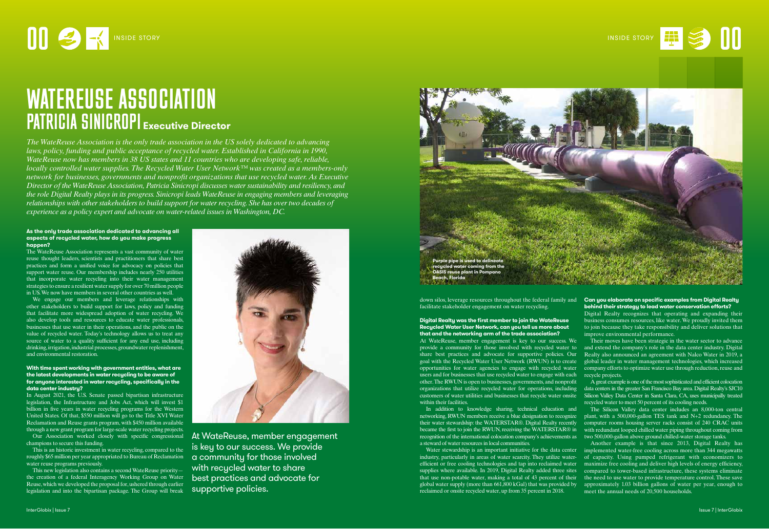# WATEREUSE ASSOCIATION

## PATRICIA SINICROPI Executive Director

*The WateReuse Association is the only trade association in the US solely dedicated to advancing laws, policy, funding and public acceptance of recycled water. Established in California in 1990, WateReuse now has members in 38 US states and 11 countries who are developing safe, reliable, locally controlled water supplies. The Recycled Water User Network™ was created as a members-only network for businesses, governments and nonprofit organizations that use recycled water. As Executive Director of the WateReuse Association, Patricia Sinicropi discusses water sustainability and resiliency, and the role Digital Realty plays in its progress. Sinicropi leads WateReuse in engaging members and leveraging relationships with other stakeholders to build support for water recycling. She has over two decades of experience as a policy expert and advocate on water-related issues in Washington, DC.*

**As the only trade association dedicated to advancing all aspects of recycled water, how do you make progress happen?**

The WateReuse Association represents a vast community of water reuse thought leaders, scientists and practitioners that share best practices and form a unified voice for advocacy on policies that support water reuse. Our membership includes nearly 250 utilities that incorporate water recycling into their water management strategies to ensure a resilient water supply for over 70 million people in US. We now have members in several other countries as well.

We engage our members and leverage relationships with other stakeholders to build support for laws, policy and funding that facilitate more widespread adoption of water recycling. We also develop tools and resources to educate water professionals, businesses that use water in their operations, and the public on the value of recycled water. Today's technology allows us to treat any source of water to a quality sufficient for any end use, including drinking, irrigation, industrial processes, groundwater replenishment, and environmental restoration.

**With time spent working with government entities, what are the latest developments in water recycling to be aware of for anyone interested in water recycling, specifically in the data center industry?**

In August 2021, the U.S. Senate passed bipartisan infrastructure legislation, the Infrastructure and Jobs Act, which will invest $1 billion in five years in water recycling programs for the Western United States. Of that, $550 million will go to the Title XVI Water Reclamation and Reuse grants program, with $450 million available through a new grant program for large-scale water recycling projects.

Our Association worked closely with specific congressional champions to secure this funding.

This is an historic investment in water recycling, compared to the roughly $65 million per year appropriated to Bureau of Reclamation water reuse programs previously.

This new legislation also contains a second WateReuse priority—the creation of a federal Interagency Working Group on Water Reuse, which we developed the proposal for, ushered through earlier legislation and into the bipartisan package. The Group will break down silos, leverage resources throughout the federal family and facilitate stakeholder engagement on water recycling.

At WateReuse, member engagement is key to our success. We provide a community for those involved with recycled water to share best practices and advocate for supportive policies.

Purple pipe is used to delineate recycled water coming from the OASIS reuse plant in Pompano Beach, Florida

**Digital Realty was the first member to join the WateReuse Recycled Water User Network, can you tell us more about that and the networking arm of the trade association?**

At WateReuse, member engagement is key to our success. We provide a community for those involved with recycled water to share best practices and advocate for supportive policies. Our goal with the Recycled Water User Network (RWUN) is to create opportunities for water agencies to engage with recycled water users and for businesses that use recycled water to engage with each other. The RWUN is open to businesses, governments, and nonprofit organizations that utilize recycled water for operations, including customers of water utilities and businesses that recycle water onsite within their facilities.

In addition to knowledge sharing, technical education and networking, RWUN members receive a blue designation to recognize their water stewardship: the WATERSTAR®. Digital Realty recently became the first to join the RWUN, receiving the WATERSTAR® in recognition of the international colocation company's achievements as a steward of water resources in local communities.

Water stewardship is an important initiative for the data center industry, particularly in areas of water scarcity. They utilize water-efficient or free cooling technologies and tap into reclaimed water supplies where available. In 2019, Digital Realty added three sites that use non-potable water, making a total of 43 percent of their global water supply (more than 661,800 kGal) that was provided by reclaimed or onsite recycled water, up from 35 percent in 2018.

**Can you elaborate on specific examples from Digital Realty behind their strategy to lead water conservation efforts?**

Digital Realty recognizes that operating and expanding their business consumes resources, like water. We proudly invited them to join because they take responsibility and deliver solutions that improve environmental performance.

Their moves have been strategic in the water sector to advance and extend the company's role in the data center industry. Digital Realty also announced an agreement with Nalco Water in 2019, a global leader in water management technologies, which increased company efforts to optimize water use through reduction, reuse and recycle projects.

A great example is one of the most sophisticated and efficient colocation data centers in the greater San Francisco Bay area. Digital Realty's SJC10 Silicon Valley Data Center in Santa Clara, CA, uses municipally treated recycled water to meet 50 percent of its cooling needs.

The Silicon Valley data center includes an 8,000-ton central plant, with a 500,000-gallon TES tank and N+2 redundancy. The computer rooms housing server racks consist of 240 CRAC units with redundant looped chilled water piping throughout coming from two 500,000-gallon above ground chilled-water storage tanks.

Another example is that since 2013, Digital Realty has implemented water-free cooling across more than 344 megawatts of capacity. Using pumped refrigerant with economizers to maximize free cooling and deliver high levels of energy efficiency, compared to tower-based infrastructure, these systems eliminate the need to use water to provide temperature control. These save approximately 1.03 billion gallons of water per year, enough to meet the annual needs of 20,500 households.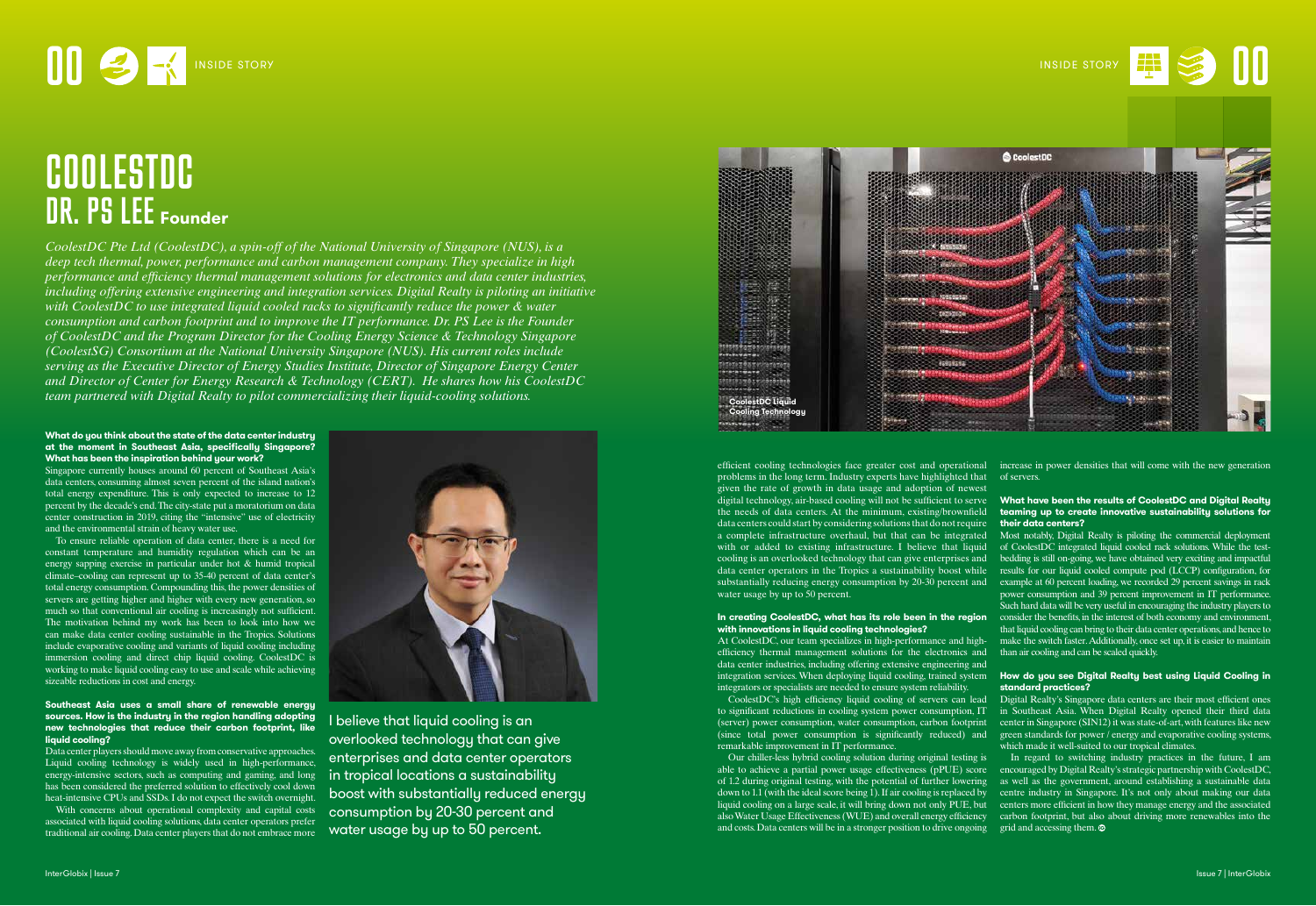# COOLESTDC

## DR. PS LEE Founder

*CoolestDC Pte Ltd (CoolestDC), a spin-off of the National University of Singapore (NUS), is a deep tech thermal, power, performance and carbon management company. They specialize in high performance and efficiency thermal management solutions for electronics and data center industries, including offering extensive engineering and integration services. Digital Realty is piloting an initiative with CoolestDC to use integrated liquid cooled racks to significantly reduce the power & water consumption and carbon footprint and to improve the IT performance. Dr. PS Lee is the Founder of CoolestDC and the Program Director for the Cooling Energy Science & Technology Singapore (CoolestSG) Consortium at the National University Singapore (NUS). His current roles include serving as the Executive Director of Energy Studies Institute, Director of Singapore Energy Center and Director of Center for Energy Research & Technology (CERT). He shares how his CoolestDC team partnered with Digital Realty to pilot commercializing their liquid-cooling solutions.*

**What do you think about the state of the data center industry at the moment in Southeast Asia, specifically Singapore? What has been the inspiration behind your work?**

Singapore currently houses around 60 percent of Southeast Asia's data centers, consuming almost seven percent of the island nation's total energy expenditure. This is only expected to increase to 12 percent by the decade's end. The city-state put a moratorium on data center construction in 2019, citing the "intensive" use of electricity and the environmental strain of heavy water use.

To ensure reliable operation of data center, there is a need for constant temperature and humidity regulation which can be an energy sapping exercise in particular under hot & humid tropical climate–cooling can represent up to 35-40 percent of data center's total energy consumption. Compounding this, the power densities of servers are getting higher and higher with every new generation, so much so that conventional air cooling is increasingly not sufficient. The motivation behind my work has been to look into how we can make data center cooling sustainable in the Tropics. Solutions include evaporative cooling and variants of liquid cooling including immersion cooling and direct chip liquid cooling. CoolestDC is working to make liquid cooling easy to use and scale while achieving sizeable reductions in cost and energy.

**Southeast Asia uses a small share of renewable energy sources. How is the industry in the region handling adopting new technologies that reduce their carbon footprint, like liquid cooling?**

Data center players should move away from conservative approaches. Liquid cooling technology is widely used in high-performance, energy-intensive sectors, such as computing and gaming, and long has been considered the preferred solution to effectively cool down heat-intensive CPUs and SSDs. I do not expect the switch overnight.

With concerns about operational complexity and capital costs associated with liquid cooling solutions, data center operators prefer traditional air cooling. Data center players that do not embrace more efficient cooling technologies face greater cost and operational problems in the long term. Industry experts have highlighted that given the rate of growth in data usage and adoption of newest digital technology, air-based cooling will not be sufficient to serve the needs of data centers. At the minimum, existing/brownfield data centers could start by considering solutions that do not require a complete infrastructure overhaul, but that can be integrated with or added to existing infrastructure. I believe that liquid cooling is an overlooked technology that can give enterprises and data center operators in the Tropics a sustainability boost while substantially reducing energy consumption by 20-30 percent and water usage by up to 50 percent.

> I believe that liquid cooling is an overlooked technology that can give enterprises and data center operators in tropical locations a sustainability boost with substantially reduced energy consumption by 20-30 percent and water usage by up to 50 percent.

CoolestDC Liquid Cooling Technology

**In creating CoolestDC, what has its role been in the region with innovations in liquid cooling technologies?**

At CoolestDC, our team specializes in high-performance and high-efficiency thermal management solutions for the electronics and data center industries, including offering extensive engineering and integration services. When deploying liquid cooling, trained system integrators or specialists are needed to ensure system reliability.

CoolestDC's high efficiency liquid cooling of servers can lead to significant reductions in cooling system power consumption, IT (server) power consumption, water consumption, carbon footprint (since total power consumption is significantly reduced) and remarkable improvement in IT performance.

Our chiller-less hybrid cooling solution during original testing is able to achieve a partial power usage effectiveness (pPUE) score of 1.2 during original testing, with the potential of further lowering down to 1.1 (with the ideal score being 1). If air cooling is replaced by liquid cooling on a large scale, it will bring down not only PUE, but also Water Usage Effectiveness (WUE) and overall energy efficiency and costs. Data centers will be in a stronger position to drive ongoing increase in power densities that will come with the new generation of servers.

**What have been the results of CoolestDC and Digital Realty teaming up to create innovative sustainability solutions for their data centers?**

Most notably, Digital Realty is piloting the commercial deployment of CoolestDC integrated liquid cooled rack solutions. While the test-bedding is still on-going, we have obtained very exciting and impactful results for our liquid cooled compute pod (LCCP) configuration, for example at 60 percent loading, we recorded 29 percent savings in rack power consumption and 39 percent improvement in IT performance. Such hard data will be very useful in encouraging the industry players to consider the benefits, in the interest of both economy and environment, that liquid cooling can bring to their data center operations, and hence to make the switch faster. Additionally, once set up, it is easier to maintain than air cooling and can be scaled quickly.

**How do you see Digital Realty best using Liquid Cooling in standard practices?**

Digital Realty's Singapore data centers are their most efficient ones in Southeast Asia. When Digital Realty opened their third data center in Singapore (SIN12) it was state-of-art, with features like new green standards for power / energy and evaporative cooling systems, which made it well-suited to our tropical climates.

In regard to switching industry practices in the future, I am encouraged by Digital Realty's strategic partnership with CoolestDC, as well as the government, around establishing a sustainable data centre industry in Singapore. It's not only about making our data centers more efficient in how they manage energy and the associated carbon footprint, but also about driving more renewables into the grid and accessing them.